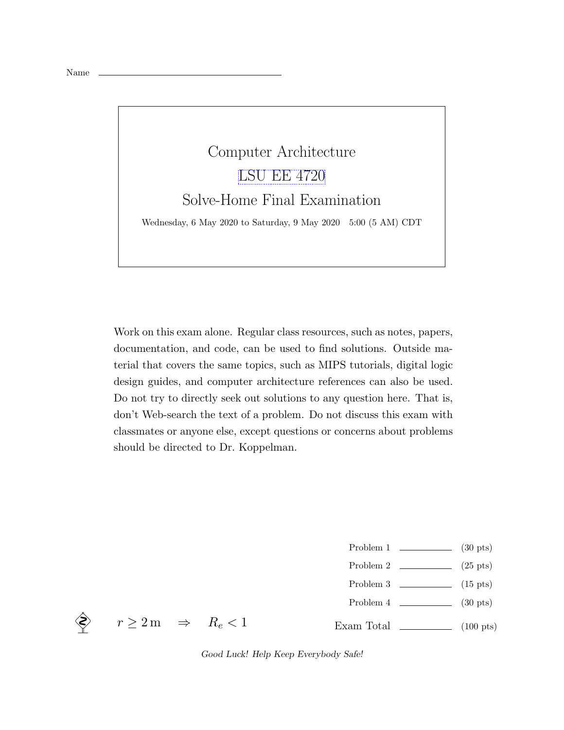Name ______________________________

# Computer Architecture

## LSU EE 4720

## Solve-Home Final Examination

Wednesday, 6 May 2020 to Saturday, 9 May 2020 5:00 (5 AM) CDT

Work on this exam alone. Regular class resources, such as notes, papers, documentation, and code, can be used to find solutions. Outside material that covers the same topics, such as MIPS tutorials, digital logic design guides, and computer architecture references can also be used. Do not try to directly seek out solutions to any question here. That is, don't Web-search the text of a problem. Do not discuss this exam with classmates or anyone else, except questions or concerns about problems should be directed to Dr. Koppelman.

| | | |
|---|---|---|
| Problem 1 | ______ | (30 pts) |
| Problem 2 | ______ | (25 pts) |
| Problem 3 | ______ | (15 pts) |
| Problem 4 | ______ | (30 pts) |
| Exam Total | ______ | (100 pts) |

$r \geq 2\,\mathrm{m} \quad \Rightarrow \quad R_e < 1$

*Good Luck! Help Keep Everybody Safe!*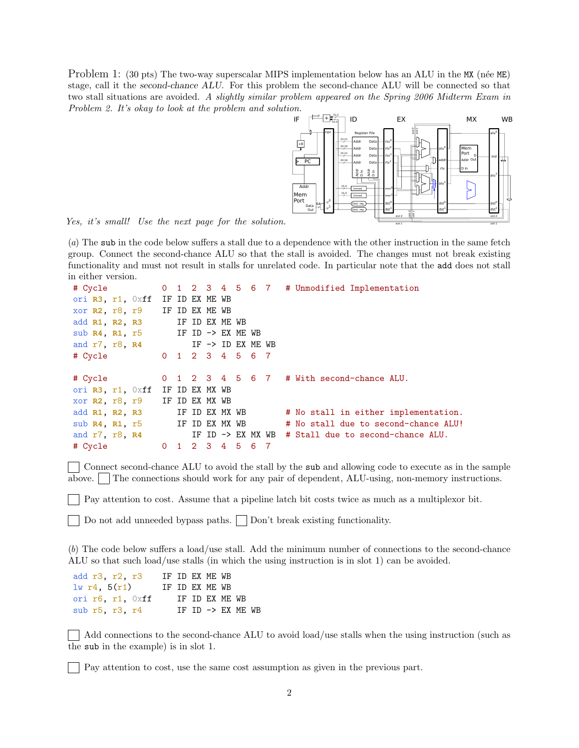Problem 1: (30 pts) The two-way superscalar MIPS implementation below has an ALU in the MX (née ME) stage, call it the *second-chance ALU*. For this problem the second-chance ALU will be connected so that two stall situations are avoided. *A slightly similar problem appeared on the Spring 2006 Midterm Exam in Problem 2. It's okay to look at the problem and solution.*

*Yes, it's small! Use the next page for the solution.*

(*a*) The sub in the code below suffers a stall due to a dependence with the other instruction in the same fetch group. Connect the second-chance ALU so that the stall is avoided. The changes must not break existing functionality and must not result in stalls for unrelated code. In particular note that the add does not stall in either version.

```
# Cycle           0  1  2  3  4  5  6  7   # Unmodified Implementation
ori R3, r1, 0xff  IF ID EX ME WB
xor R2, r8, r9    IF ID EX ME WB
add R1, R2, R3       IF ID EX ME WB
sub R4, R1, r5       IF ID -> EX ME WB
and r7, r8, R4          IF -> ID EX ME WB
# Cycle           0  1  2  3  4  5  6  7

# Cycle           0  1  2  3  4  5  6  7   # With second-chance ALU.
ori R3, r1, 0xff  IF ID EX MX WB
xor R2, r8, r9    IF ID EX MX WB
add R1, R2, R3       IF ID EX MX WB        # No stall in either implementation.
sub R4, R1, r5       IF ID EX MX WB        # No stall due to second-chance ALU!
and r7, r8, R4          IF ID -> EX MX WB  # Stall due to second-chance ALU.
# Cycle           0  1  2  3  4  5  6  7
```

☐ Connect second-chance ALU to avoid the stall by the sub and allowing code to execute as in the sample above. ☐ The connections should work for any pair of dependent, ALU-using, non-memory instructions.

☐ Pay attention to cost. Assume that a pipeline latch bit costs twice as much as a multiplexor bit.

☐ Do not add unneeded bypass paths. ☐ Don't break existing functionality.

(*b*) The code below suffers a load/use stall. Add the minimum number of connections to the second-chance ALU so that such load/use stalls (in which the using instruction is in slot 1) can be avoided.

```
add r3, r2, r3    IF ID EX ME WB
lw r4, 5(r1)      IF ID EX ME WB
ori r6, r1, 0xff     IF ID EX ME WB
sub r5, r3, r4       IF ID -> EX ME WB
```

☐ Add connections to the second-chance ALU to avoid load/use stalls when the using instruction (such as the sub in the example) is in slot 1.

☐ Pay attention to cost, use the same cost assumption as given in the previous part.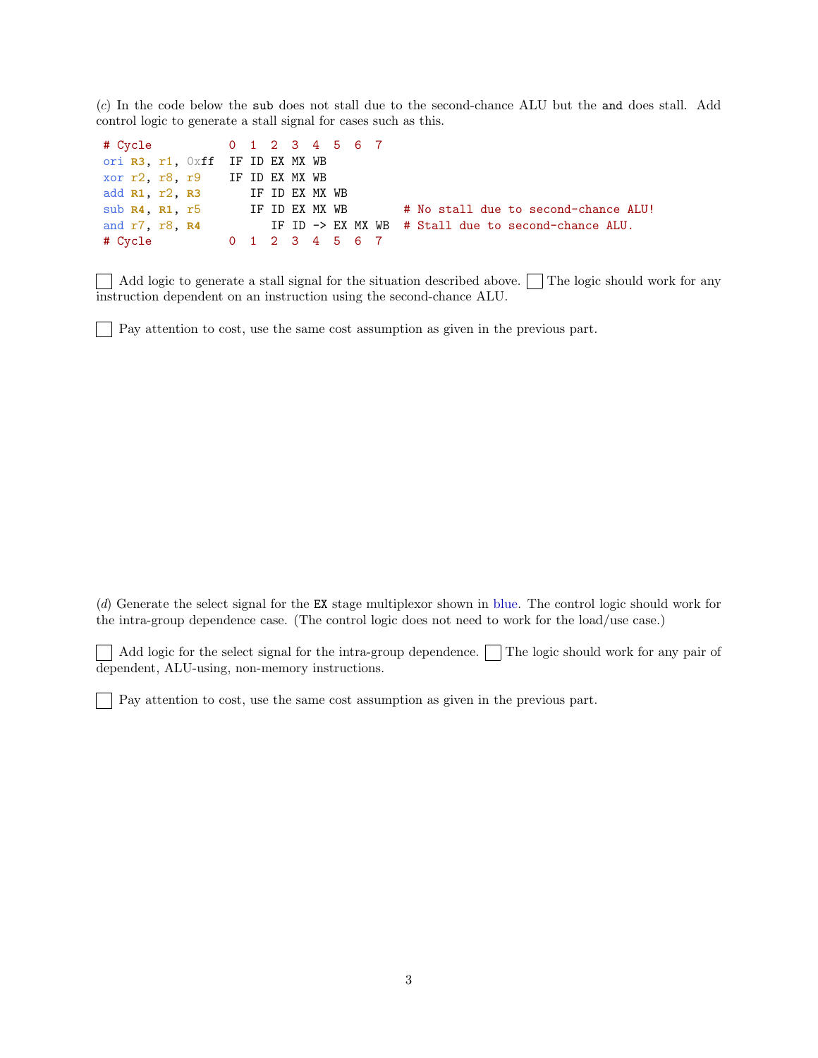(*c*) In the code below the `sub` does not stall due to the second-chance ALU but the `and` does stall. Add control logic to generate a stall signal for cases such as this.

```
# Cycle           0  1  2  3  4  5  6  7
ori R3, r1, 0xff  IF ID EX MX WB
xor r2, r8, r9    IF ID EX MX WB
add R1, r2, R3       IF ID EX MX WB
sub R4, R1, r5       IF ID EX MX WB        # No stall due to second-chance ALU!
and r7, r8, R4          IF ID -> EX MX WB  # Stall due to second-chance ALU.
# Cycle           0  1  2  3  4  5  6  7
```

☐ Add logic to generate a stall signal for the situation described above. ☐ The logic should work for any instruction dependent on an instruction using the second-chance ALU.

☐ Pay attention to cost, use the same cost assumption as given in the previous part.

(*d*) Generate the select signal for the `EX` stage multiplexor shown in blue. The control logic should work for the intra-group dependence case. (The control logic does not need to work for the load/use case.)

☐ Add logic for the select signal for the intra-group dependence. ☐ The logic should work for any pair of dependent, ALU-using, non-memory instructions.

☐ Pay attention to cost, use the same cost assumption as given in the previous part.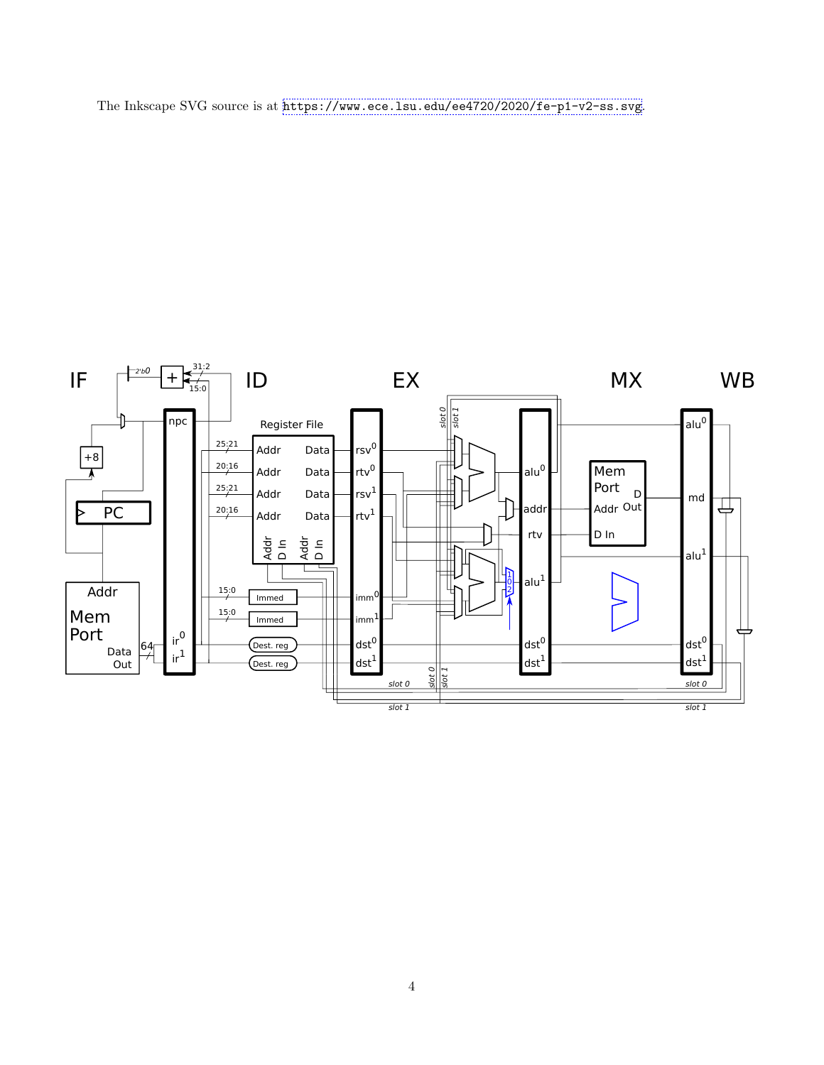The Inkscape SVG source is at https://www.ece.lsu.edu/ee4720/2020/fe-p1-v2-ss.svg.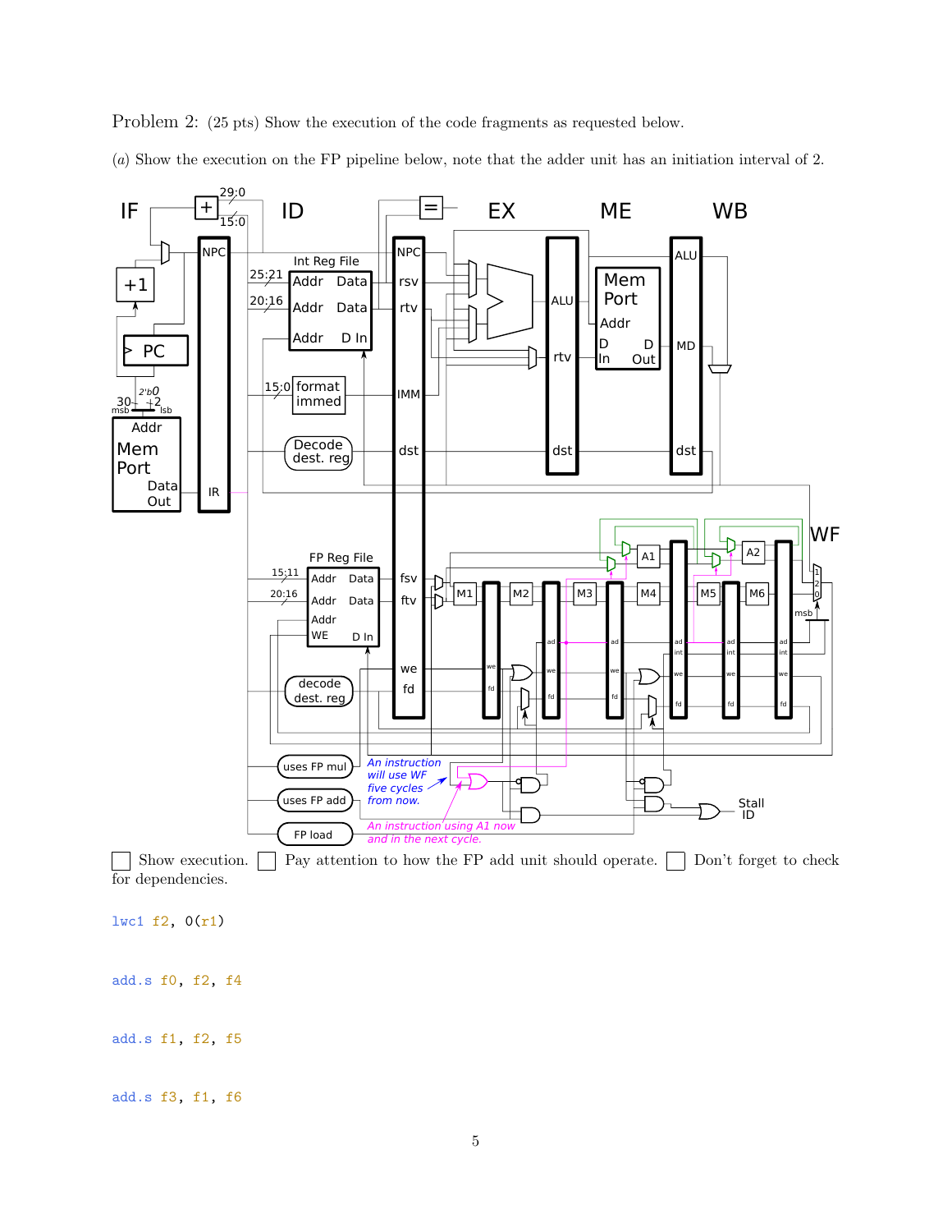Problem 2: (25 pts) Show the execution of the code fragments as requested below.

(*a*) Show the execution on the FP pipeline below, note that the adder unit has an initiation interval of 2.

☐ Show execution. ☐ Pay attention to how the FP add unit should operate. ☐ Don't forget to check for dependencies.

```
lwc1 f2, 0(r1)

add.s f0, f2, f4

add.s f1, f2, f5

add.s f3, f1, f6
```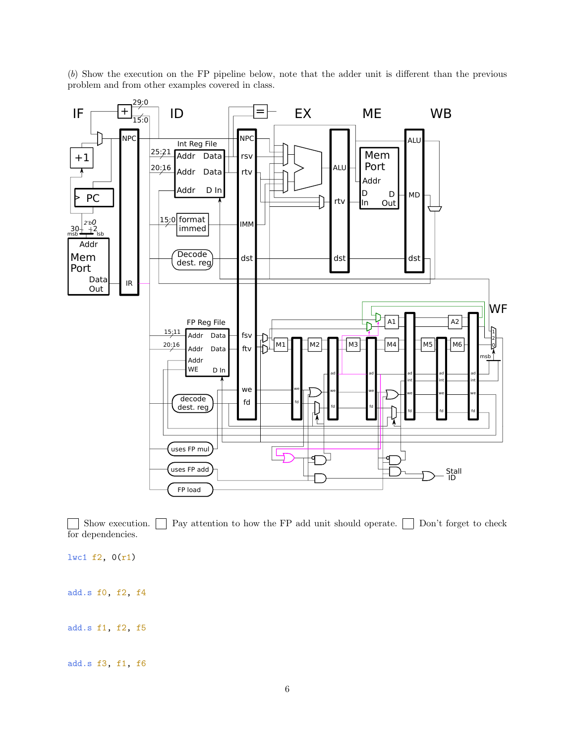(*b*) Show the execution on the FP pipeline below, note that the adder unit is different than the previous problem and from other examples covered in class.

☐ Show execution. ☐ Pay attention to how the FP add unit should operate. ☐ Don't forget to check for dependencies.

```
lwc1 f2, 0(r1)


add.s f0, f2, f4


add.s f1, f2, f5


add.s f3, f1, f6
```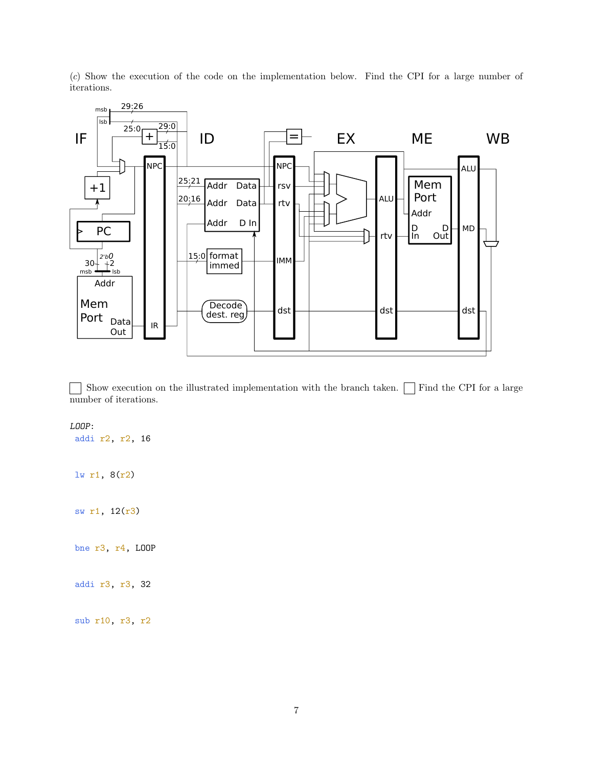(*c*) Show the execution of the code on the implementation below. Find the CPI for a large number of iterations.

☐ Show execution on the illustrated implementation with the branch taken. ☐ Find the CPI for a large number of iterations.

```
LOOP:
 addi r2, r2, 16


 lw r1, 8(r2)


 sw r1, 12(r3)


 bne r3, r4, LOOP


 addi r3, r3, 32


 sub r10, r3, r2
```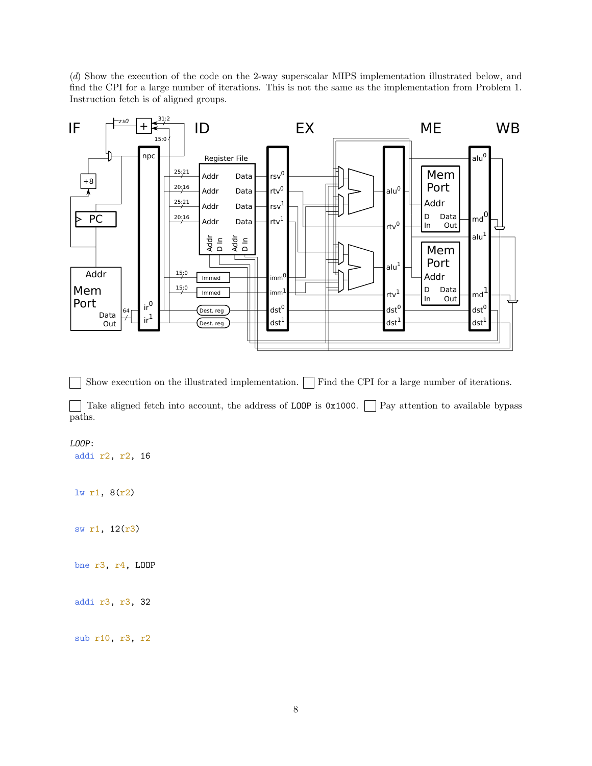(*d*) Show the execution of the code on the 2-way superscalar MIPS implementation illustrated below, and find the CPI for a large number of iterations. This is not the same as the implementation from Problem 1. Instruction fetch is of aligned groups.

☐ Show execution on the illustrated implementation. ☐ Find the CPI for a large number of iterations.

☐ Take aligned fetch into account, the address of `LOOP` is `0x1000`. ☐ Pay attention to available bypass paths.

```
LOOP:
 addi r2, r2, 16

 lw r1, 8(r2)

 sw r1, 12(r3)

 bne r3, r4, LOOP

 addi r3, r3, 32

 sub r10, r3, r2
```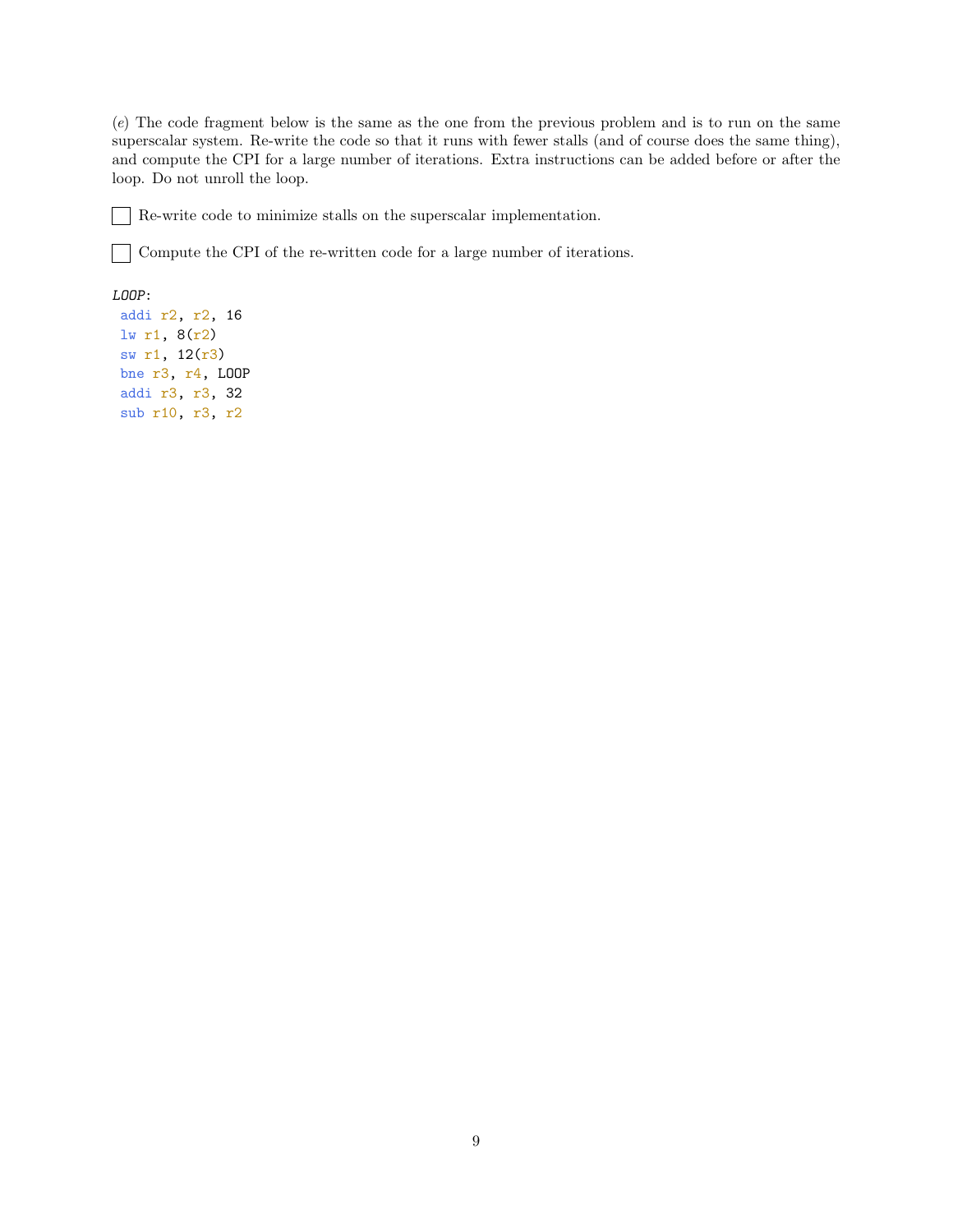(*e*) The code fragment below is the same as the one from the previous problem and is to run on the same superscalar system. Re-write the code so that it runs with fewer stalls (and of course does the same thing), and compute the CPI for a large number of iterations. Extra instructions can be added before or after the loop. Do not unroll the loop.

☐ Re-write code to minimize stalls on the superscalar implementation.

☐ Compute the CPI of the re-written code for a large number of iterations.

```
LOOP:
 addi r2, r2, 16
 lw r1, 8(r2)
 sw r1, 12(r3)
 bne r3, r4, LOOP
 addi r3, r3, 32
 sub r10, r3, r2
```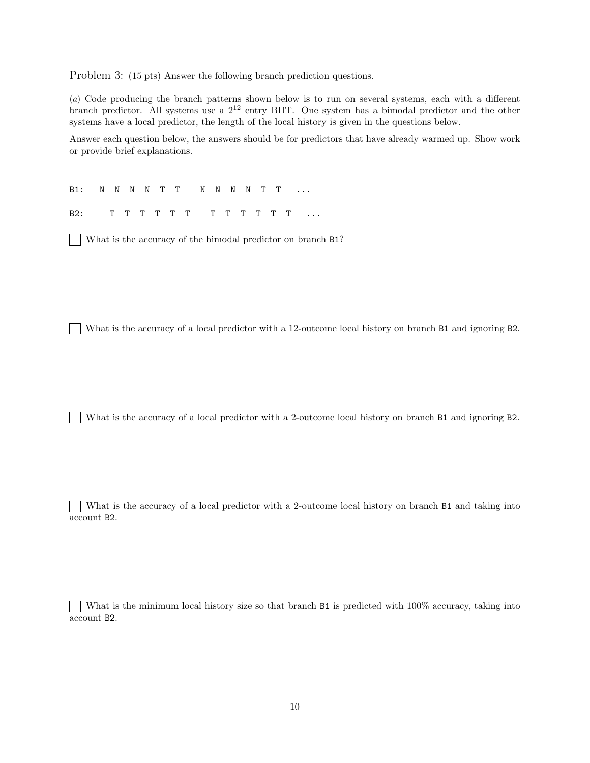Problem 3: (15 pts) Answer the following branch prediction questions.

(*a*) Code producing the branch patterns shown below is to run on several systems, each with a different branch predictor. All systems use a $2^{12}$ entry BHT. One system has a bimodal predictor and the other systems have a local predictor, the length of the local history is given in the questions below.

Answer each question below, the answers should be for predictors that have already warmed up. Show work or provide brief explanations.

```
B1:   N  N  N  N  T  T    N  N  N  N  T  T   ...

B2:     T  T  T  T  T  T    T  T  T  T  T  T   ...
```

☐ What is the accuracy of the bimodal predictor on branch `B1`?

☐ What is the accuracy of a local predictor with a 12-outcome local history on branch `B1` and ignoring `B2`.

☐ What is the accuracy of a local predictor with a 2-outcome local history on branch `B1` and ignoring `B2`.

☐ What is the accuracy of a local predictor with a 2-outcome local history on branch `B1` and taking into account `B2`.

☐ What is the minimum local history size so that branch `B1` is predicted with 100% accuracy, taking into account `B2`.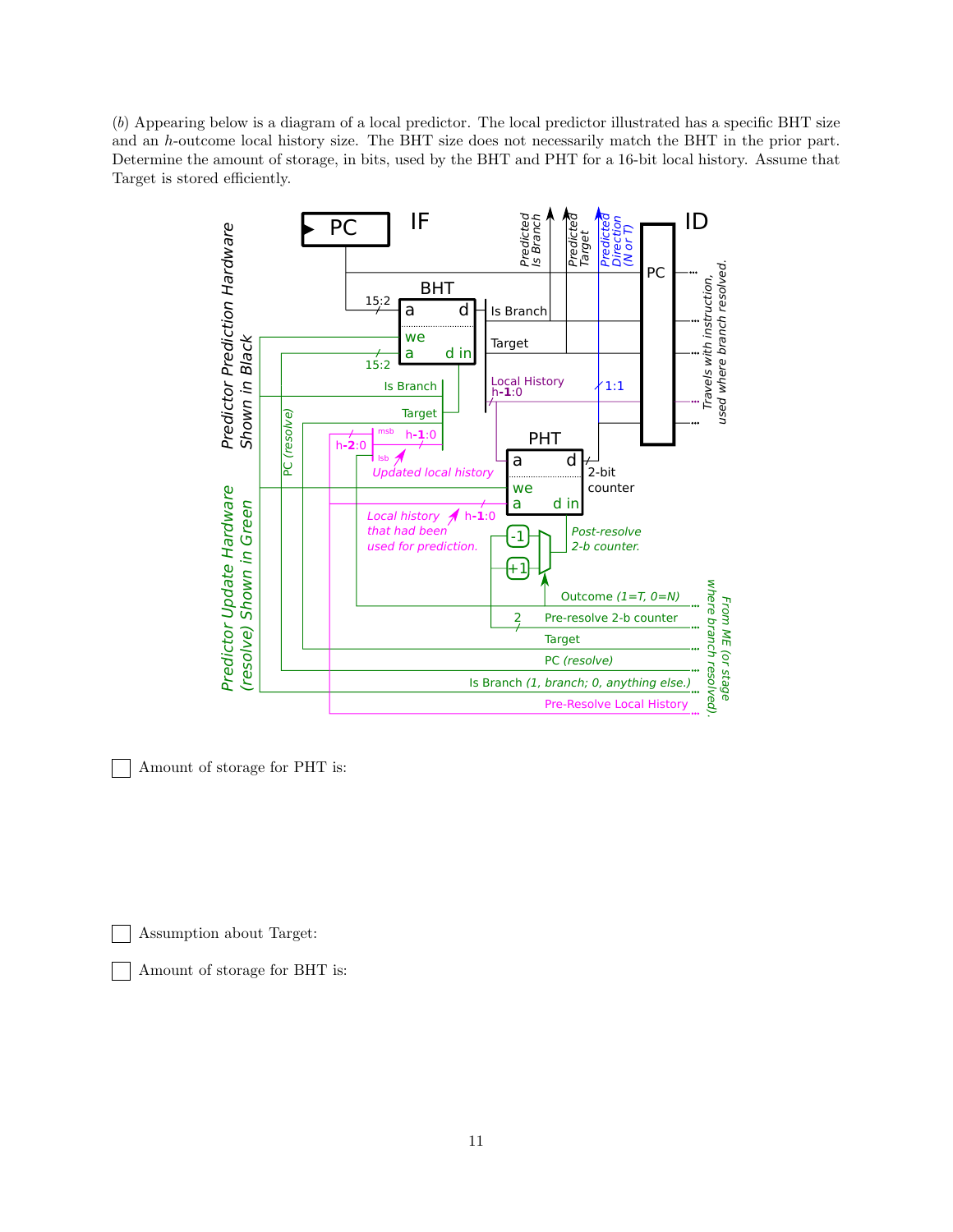(*b*) Appearing below is a diagram of a local predictor. The local predictor illustrated has a specific BHT size and an $h$-outcome local history size. The BHT size does not necessarily match the BHT in the prior part. Determine the amount of storage, in bits, used by the BHT and PHT for a 16-bit local history. Assume that Target is stored efficiently.

☐ Amount of storage for PHT is:

☐ Assumption about Target:

☐ Amount of storage for BHT is: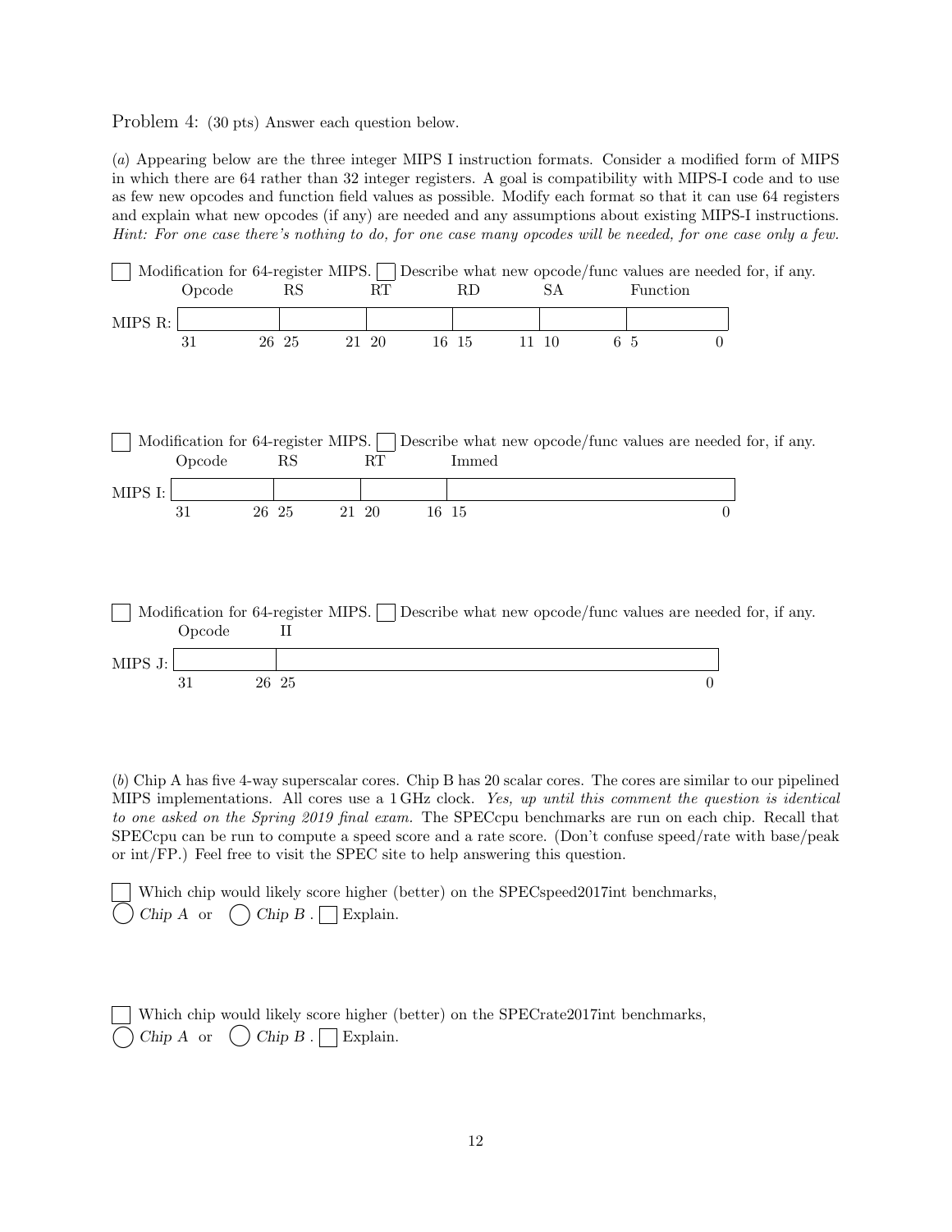Problem 4: (30 pts) Answer each question below.

(*a*) Appearing below are the three integer MIPS I instruction formats. Consider a modified form of MIPS in which there are 64 rather than 32 integer registers. A goal is compatibility with MIPS-I code and to use as few new opcodes and function field values as possible. Modify each format so that it can use 64 registers and explain what new opcodes (if any) are needed and any assumptions about existing MIPS-I instructions. *Hint: For one case there's nothing to do, for one case many opcodes will be needed, for one case only a few.*

☐ Modification for 64-register MIPS. ☐ Describe what new opcode/func values are needed for, if any.

| | Opcode | RS | RT | RD | SA | Function |
|---|---|---|---|---|---|---|
| MIPS R: | | | | | | |
| | 31 26 | 25 21 | 20 16 | 15 11 | 10 6 | 5 0 |

☐ Modification for 64-register MIPS. ☐ Describe what new opcode/func values are needed for, if any.

| | Opcode | RS | RT | Immed |
|---|---|---|---|---|
| MIPS I: | | | | |
| | 31 26 | 25 21 | 20 16 | 15 0 |

☐ Modification for 64-register MIPS. ☐ Describe what new opcode/func values are needed for, if any.

| | Opcode | II |
|---|---|---|
| MIPS J: | | |
| | 31 26 | 25 0 |

(*b*) Chip A has five 4-way superscalar cores. Chip B has 20 scalar cores. The cores are similar to our pipelined MIPS implementations. All cores use a 1 GHz clock. *Yes, up until this comment the question is identical to one asked on the Spring 2019 final exam.* The SPECcpu benchmarks are run on each chip. Recall that SPECcpu can be run to compute a speed score and a rate score. (Don't confuse speed/rate with base/peak or int/FP.) Feel free to visit the SPEC site to help answering this question.

☐ Which chip would likely score higher (better) on the SPECspeed2017int benchmarks,
◯ *Chip A* or ◯ *Chip B* . ☐ Explain.

☐ Which chip would likely score higher (better) on the SPECrate2017int benchmarks,
◯ *Chip A* or ◯ *Chip B* . ☐ Explain.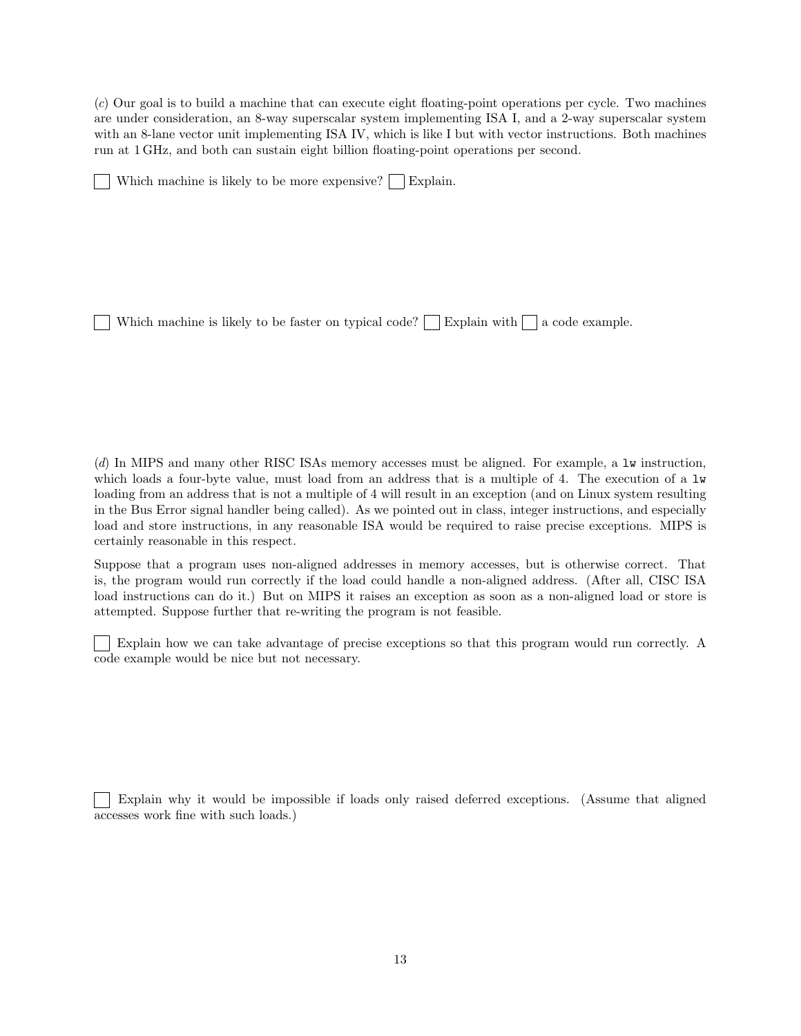(*c*) Our goal is to build a machine that can execute eight floating-point operations per cycle. Two machines are under consideration, an 8-way superscalar system implementing ISA I, and a 2-way superscalar system with an 8-lane vector unit implementing ISA IV, which is like I but with vector instructions. Both machines run at 1 GHz, and both can sustain eight billion floating-point operations per second.

☐ Which machine is likely to be more expensive? ☐ Explain.

☐ Which machine is likely to be faster on typical code? ☐ Explain with ☐ a code example.

(*d*) In MIPS and many other RISC ISAs memory accesses must be aligned. For example, a `lw` instruction, which loads a four-byte value, must load from an address that is a multiple of 4. The execution of a `lw` loading from an address that is not a multiple of 4 will result in an exception (and on Linux system resulting in the Bus Error signal handler being called). As we pointed out in class, integer instructions, and especially load and store instructions, in any reasonable ISA would be required to raise precise exceptions. MIPS is certainly reasonable in this respect.

Suppose that a program uses non-aligned addresses in memory accesses, but is otherwise correct. That is, the program would run correctly if the load could handle a non-aligned address. (After all, CISC ISA load instructions can do it.) But on MIPS it raises an exception as soon as a non-aligned load or store is attempted. Suppose further that re-writing the program is not feasible.

☐ Explain how we can take advantage of precise exceptions so that this program would run correctly. A code example would be nice but not necessary.

☐ Explain why it would be impossible if loads only raised deferred exceptions. (Assume that aligned accesses work fine with such loads.)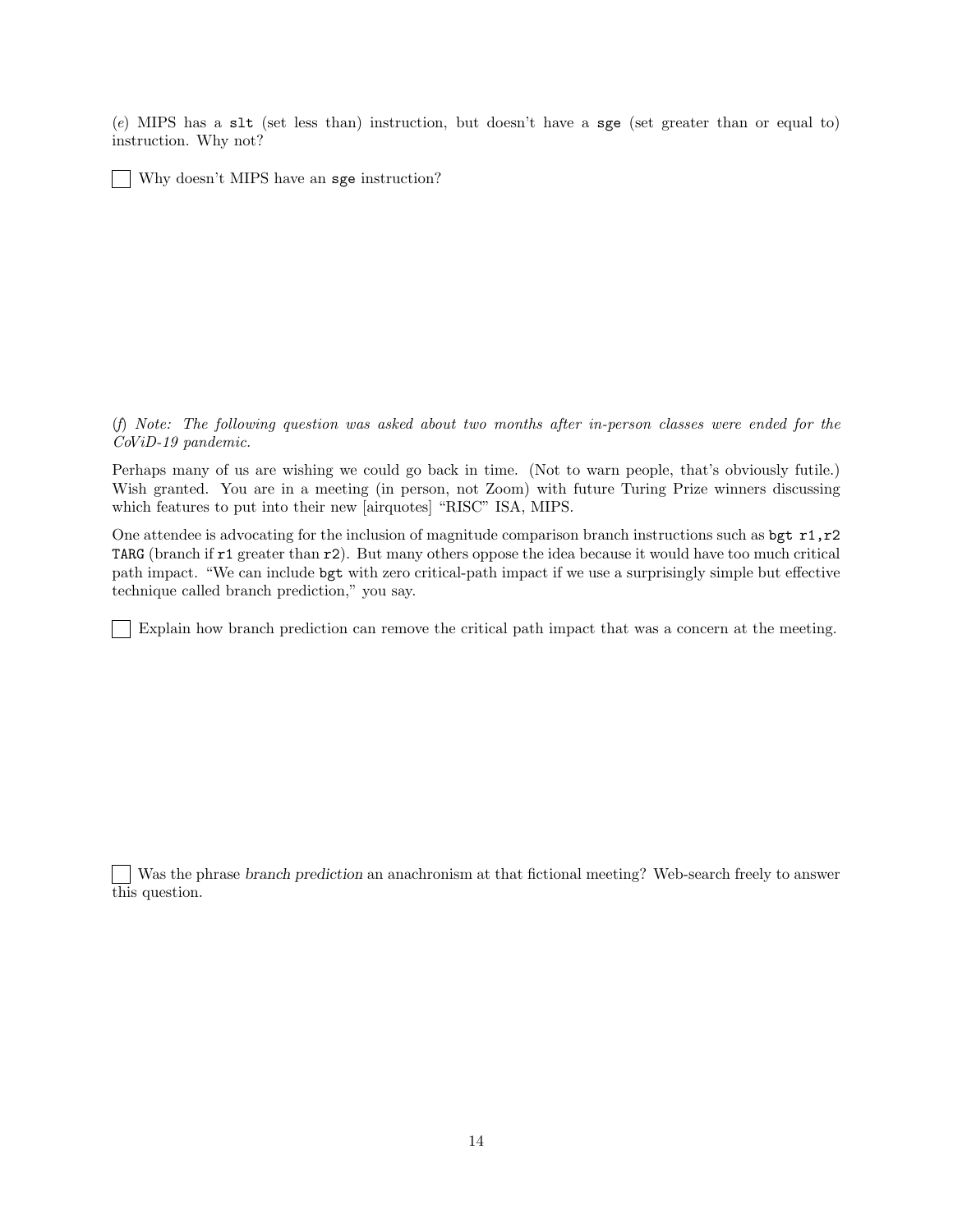(*e*) MIPS has a `slt` (set less than) instruction, but doesn't have a `sge` (set greater than or equal to) instruction. Why not?

☐ Why doesn't MIPS have an `sge` instruction?

(*f*) *Note: The following question was asked about two months after in-person classes were ended for the CoViD-19 pandemic.*

Perhaps many of us are wishing we could go back in time. (Not to warn people, that's obviously futile.) Wish granted. You are in a meeting (in person, not Zoom) with future Turing Prize winners discussing which features to put into their new [airquotes] "RISC" ISA, MIPS.

One attendee is advocating for the inclusion of magnitude comparison branch instructions such as `bgt r1,r2 TARG` (branch if `r1` greater than `r2`). But many others oppose the idea because it would have too much critical path impact. "We can include `bgt` with zero critical-path impact if we use a surprisingly simple but effective technique called branch prediction," you say.

☐ Explain how branch prediction can remove the critical path impact that was a concern at the meeting.

☐ Was the phrase *branch prediction* an anachronism at that fictional meeting? Web-search freely to answer this question.